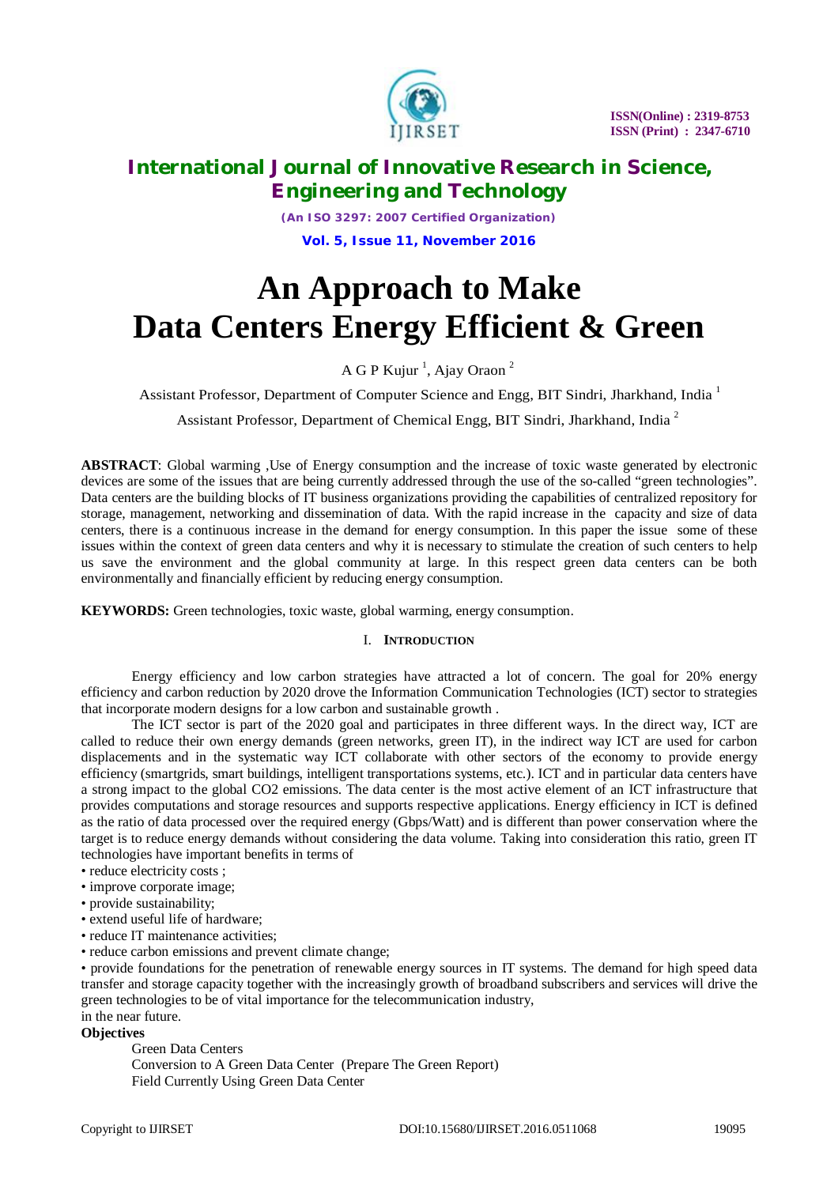# An Approach to Make Data Centers Energy Efficient & Green

A G P Kujur [1], Ajay Oraon [2]

Assistant Professor, Department of Computer Science and Engg, BIT Sindri, Jharkhand, India [1]

Assistant Professor, Department of Chemical Engg, BIT Sindri, Jharkhand, India [2]

**ABSTRACT**: Global warming ,Use of Energy consumption and the increase of toxic waste generated by electronic devices are some of the issues that are being currently addressed through the use of the so-called "green technologies". Data centers are the building blocks of IT business organizations providing the capabilities of centralized repository for storage, management, networking and dissemination of data. With the rapid increase in the capacity and size of data centers, there is a continuous increase in the demand for energy consumption. In this paper the issue some of these issues within the context of green data centers and why it is necessary to stimulate the creation of such centers to help us save the environment and the global community at large. In this respect green data centers can be both environmentally and financially efficient by reducing energy consumption.

**KEYWORDS:** Green technologies, toxic waste, global warming, energy consumption.

## I. Introduction

Energy efficiency and low carbon strategies have attracted a lot of concern. The goal for 20% energy efficiency and carbon reduction by 2020 drove the Information Communication Technologies (ICT) sector to strategies that incorporate modern designs for a low carbon and sustainable growth .

The ICT sector is part of the 2020 goal and participates in three different ways. In the direct way, ICT are called to reduce their own energy demands (green networks, green IT), in the indirect way ICT are used for carbon displacements and in the systematic way ICT collaborate with other sectors of the economy to provide energy efficiency (smartgrids, smart buildings, intelligent transportations systems, etc.). ICT and in particular data centers have a strong impact to the global $CO_2$ emissions. The data center is the most active element of an ICT infrastructure that provides computations and storage resources and supports respective applications. Energy efficiency in ICT is defined as the ratio of data processed over the required energy (Gbps/Watt) and is different than power conservation where the target is to reduce energy demands without considering the data volume. Taking into consideration this ratio, green IT technologies have important benefits in terms of

- reduce electricity costs ;
- improve corporate image;
- provide sustainability;
- extend useful life of hardware;
- reduce IT maintenance activities;
- reduce carbon emissions and prevent climate change;
- provide foundations for the penetration of renewable energy sources in IT systems. The demand for high speed data transfer and storage capacity together with the increasingly growth of broadband subscribers and services will drive the green technologies to be of vital importance for the telecommunication industry,

in the near future.

**Objectives**

Green Data Centers

Conversion to A Green Data Center (Prepare The Green Report)

Field Currently Using Green Data Center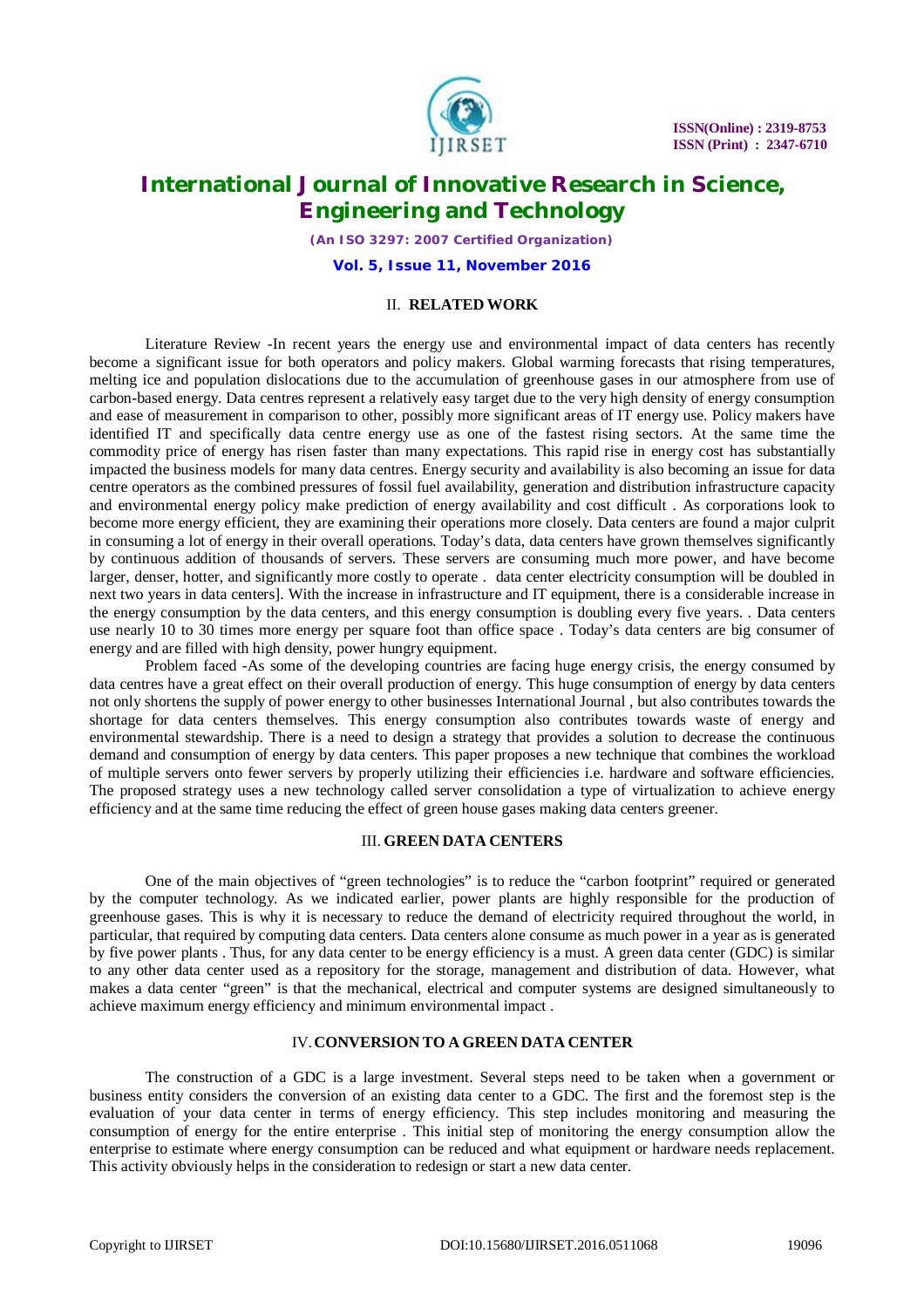## II. RELATED WORK

Literature Review -In recent years the energy use and environmental impact of data centers has recently become a significant issue for both operators and policy makers. Global warming forecasts that rising temperatures, melting ice and population dislocations due to the accumulation of greenhouse gases in our atmosphere from use of carbon-based energy. Data centres represent a relatively easy target due to the very high density of energy consumption and ease of measurement in comparison to other, possibly more significant areas of IT energy use. Policy makers have identified IT and specifically data centre energy use as one of the fastest rising sectors. At the same time the commodity price of energy has risen faster than many expectations. This rapid rise in energy cost has substantially impacted the business models for many data centres. Energy security and availability is also becoming an issue for data centre operators as the combined pressures of fossil fuel availability, generation and distribution infrastructure capacity and environmental energy policy make prediction of energy availability and cost difficult . As corporations look to become more energy efficient, they are examining their operations more closely. Data centers are found a major culprit in consuming a lot of energy in their overall operations. Today's data, data centers have grown themselves significantly by continuous addition of thousands of servers. These servers are consuming much more power, and have become larger, denser, hotter, and significantly more costly to operate . data center electricity consumption will be doubled in next two years in data centers]. With the increase in infrastructure and IT equipment, there is a considerable increase in the energy consumption by the data centers, and this energy consumption is doubling every five years. . Data centers use nearly 10 to 30 times more energy per square foot than office space . Today's data centers are big consumer of energy and are filled with high density, power hungry equipment.

Problem faced -As some of the developing countries are facing huge energy crisis, the energy consumed by data centres have a great effect on their overall production of energy. This huge consumption of energy by data centers not only shortens the supply of power energy to other businesses International Journal , but also contributes towards the shortage for data centers themselves. This energy consumption also contributes towards waste of energy and environmental stewardship. There is a need to design a strategy that provides a solution to decrease the continuous demand and consumption of energy by data centers. This paper proposes a new technique that combines the workload of multiple servers onto fewer servers by properly utilizing their efficiencies i.e. hardware and software efficiencies. The proposed strategy uses a new technology called server consolidation a type of virtualization to achieve energy efficiency and at the same time reducing the effect of green house gases making data centers greener.

## III. GREEN DATA CENTERS

One of the main objectives of "green technologies" is to reduce the "carbon footprint" required or generated by the computer technology. As we indicated earlier, power plants are highly responsible for the production of greenhouse gases. This is why it is necessary to reduce the demand of electricity required throughout the world, in particular, that required by computing data centers. Data centers alone consume as much power in a year as is generated by five power plants . Thus, for any data center to be energy efficiency is a must. A green data center (GDC) is similar to any other data center used as a repository for the storage, management and distribution of data. However, what makes a data center "green" is that the mechanical, electrical and computer systems are designed simultaneously to achieve maximum energy efficiency and minimum environmental impact .

## IV. CONVERSION TO A GREEN DATA CENTER

The construction of a GDC is a large investment. Several steps need to be taken when a government or business entity considers the conversion of an existing data center to a GDC. The first and the foremost step is the evaluation of your data center in terms of energy efficiency. This step includes monitoring and measuring the consumption of energy for the entire enterprise . This initial step of monitoring the energy consumption allow the enterprise to estimate where energy consumption can be reduced and what equipment or hardware needs replacement. This activity obviously helps in the consideration to redesign or start a new data center.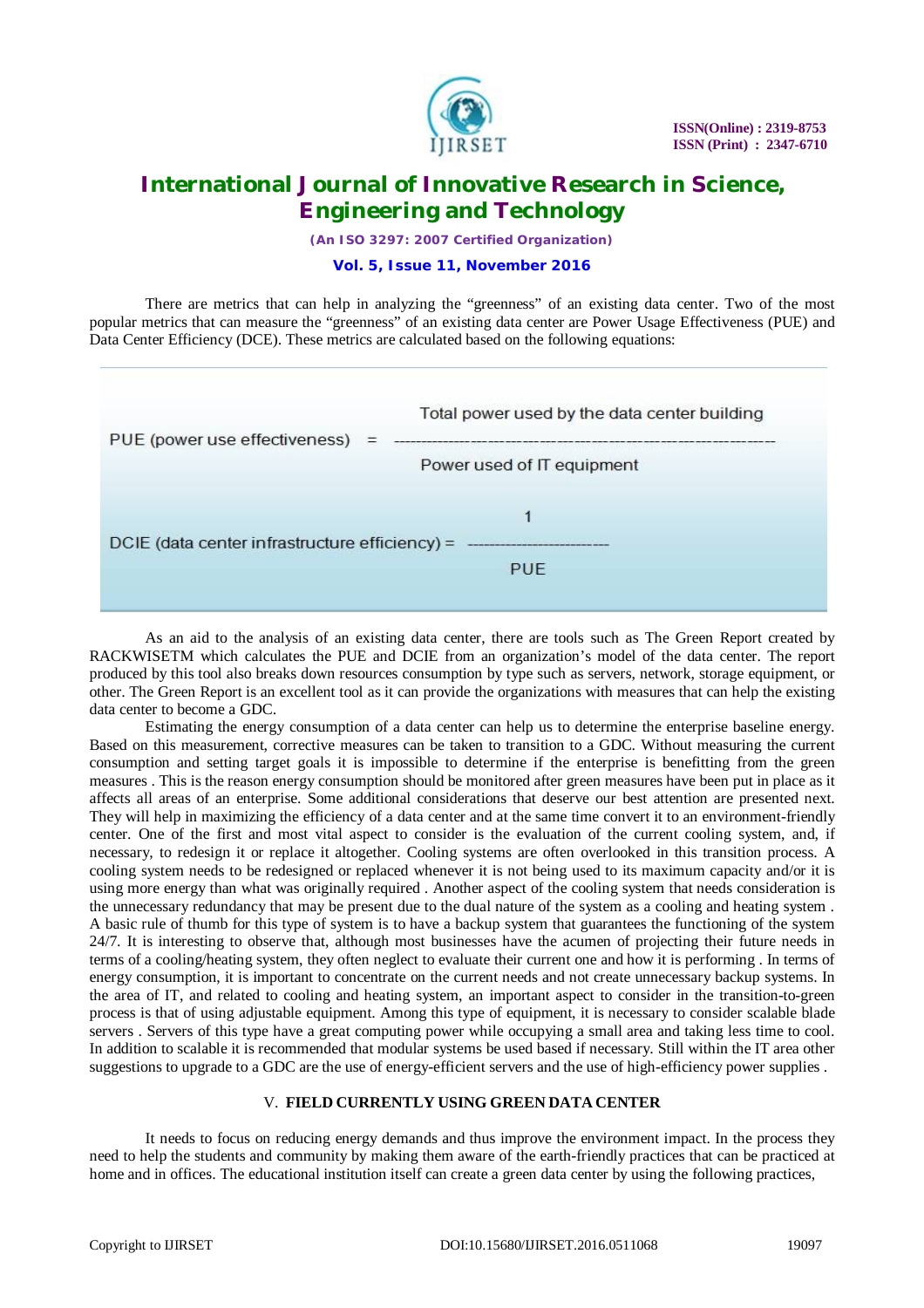There are metrics that can help in analyzing the "greenness" of an existing data center. Two of the most popular metrics that can measure the "greenness" of an existing data center are Power Usage Effectiveness (PUE) and Data Center Efficiency (DCE). These metrics are calculated based on the following equations:

$$\text{PUE (power use effectiveness)} = \frac{\text{Total power used by the data center building}}{\text{Power used of IT equipment}}$$

$$\text{DCIE (data center infrastructure efficiency)} = \frac{1}{\text{PUE}}$$

As an aid to the analysis of an existing data center, there are tools such as The Green Report created by RACKWISETM which calculates the PUE and DCIE from an organization's model of the data center. The report produced by this tool also breaks down resources consumption by type such as servers, network, storage equipment, or other. The Green Report is an excellent tool as it can provide the organizations with measures that can help the existing data center to become a GDC.

Estimating the energy consumption of a data center can help us to determine the enterprise baseline energy. Based on this measurement, corrective measures can be taken to transition to a GDC. Without measuring the current consumption and setting target goals it is impossible to determine if the enterprise is benefitting from the green measures . This is the reason energy consumption should be monitored after green measures have been put in place as it affects all areas of an enterprise. Some additional considerations that deserve our best attention are presented next. They will help in maximizing the efficiency of a data center and at the same time convert it to an environment-friendly center. One of the first and most vital aspect to consider is the evaluation of the current cooling system, and, if necessary, to redesign it or replace it altogether. Cooling systems are often overlooked in this transition process. A cooling system needs to be redesigned or replaced whenever it is not being used to its maximum capacity and/or it is using more energy than what was originally required . Another aspect of the cooling system that needs consideration is the unnecessary redundancy that may be present due to the dual nature of the system as a cooling and heating system . A basic rule of thumb for this type of system is to have a backup system that guarantees the functioning of the system 24/7. It is interesting to observe that, although most businesses have the acumen of projecting their future needs in terms of a cooling/heating system, they often neglect to evaluate their current one and how it is performing . In terms of energy consumption, it is important to concentrate on the current needs and not create unnecessary backup systems. In the area of IT, and related to cooling and heating system, an important aspect to consider in the transition-to-green process is that of using adjustable equipment. Among this type of equipment, it is necessary to consider scalable blade servers . Servers of this type have a great computing power while occupying a small area and taking less time to cool. In addition to scalable it is recommended that modular systems be used based if necessary. Still within the IT area other suggestions to upgrade to a GDC are the use of energy-efficient servers and the use of high-efficiency power supplies .

## V. FIELD CURRENTLY USING GREEN DATA CENTER

It needs to focus on reducing energy demands and thus improve the environment impact. In the process they need to help the students and community by making them aware of the earth-friendly practices that can be practiced at home and in offices. The educational institution itself can create a green data center by using the following practices,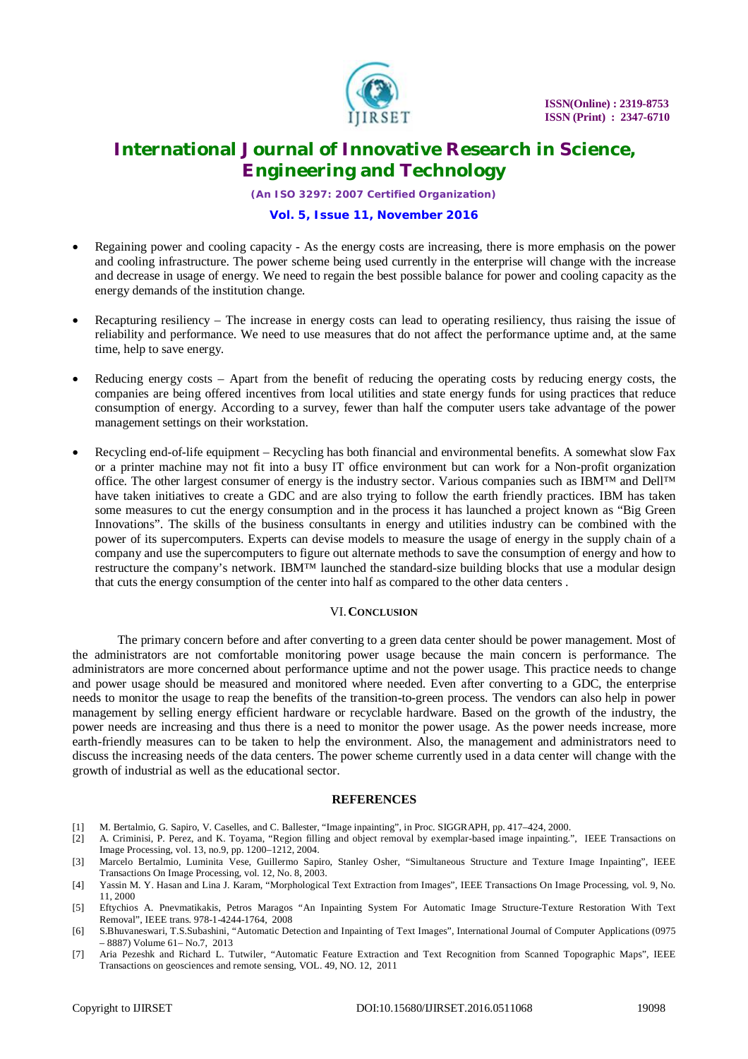- Regaining power and cooling capacity - As the energy costs are increasing, there is more emphasis on the power and cooling infrastructure. The power scheme being used currently in the enterprise will change with the increase and decrease in usage of energy. We need to regain the best possible balance for power and cooling capacity as the energy demands of the institution change.

- Recapturing resiliency – The increase in energy costs can lead to operating resiliency, thus raising the issue of reliability and performance. We need to use measures that do not affect the performance uptime and, at the same time, help to save energy.

- Reducing energy costs – Apart from the benefit of reducing the operating costs by reducing energy costs, the companies are being offered incentives from local utilities and state energy funds for using practices that reduce consumption of energy. According to a survey, fewer than half the computer users take advantage of the power management settings on their workstation.

- Recycling end-of-life equipment – Recycling has both financial and environmental benefits. A somewhat slow Fax or a printer machine may not fit into a busy IT office environment but can work for a Non-profit organization office. The other largest consumer of energy is the industry sector. Various companies such as IBM™ and Dell™ have taken initiatives to create a GDC and are also trying to follow the earth friendly practices. IBM has taken some measures to cut the energy consumption and in the process it has launched a project known as "Big Green Innovations". The skills of the business consultants in energy and utilities industry can be combined with the power of its supercomputers. Experts can devise models to measure the usage of energy in the supply chain of a company and use the supercomputers to figure out alternate methods to save the consumption of energy and how to restructure the company's network. IBM™ launched the standard-size building blocks that use a modular design that cuts the energy consumption of the center into half as compared to the other data centers .

## VI. CONCLUSION

The primary concern before and after converting to a green data center should be power management. Most of the administrators are not comfortable monitoring power usage because the main concern is performance. The administrators are more concerned about performance uptime and not the power usage. This practice needs to change and power usage should be measured and monitored where needed. Even after converting to a GDC, the enterprise needs to monitor the usage to reap the benefits of the transition-to-green process. The vendors can also help in power management by selling energy efficient hardware or recyclable hardware. Based on the growth of the industry, the power needs are increasing and thus there is a need to monitor the power usage. As the power needs increase, more earth-friendly measures can to be taken to help the environment. Also, the management and administrators need to discuss the increasing needs of the data centers. The power scheme currently used in a data center will change with the growth of industrial as well as the educational sector.

## REFERENCES

[1] M. Bertalmio, G. Sapiro, V. Caselles, and C. Ballester, "Image inpainting", in Proc. SIGGRAPH, pp. 417–424, 2000.

[2] A. Criminisi, P. Perez, and K. Toyama, "Region filling and object removal by exemplar-based image inpainting.", IEEE Transactions on Image Processing, vol. 13, no.9, pp. 1200–1212, 2004.

[3] Marcelo Bertalmio, Luminita Vese, Guillermo Sapiro, Stanley Osher, "Simultaneous Structure and Texture Image Inpainting", IEEE Transactions On Image Processing, vol. 12, No. 8, 2003.

[4] Yassin M. Y. Hasan and Lina J. Karam, "Morphological Text Extraction from Images", IEEE Transactions On Image Processing, vol. 9, No. 11, 2000

[5] Eftychios A. Pnevmatikakis, Petros Maragos "An Inpainting System For Automatic Image Structure-Texture Restoration With Text Removal", IEEE trans. 978-1-4244-1764, 2008

[6] S.Bhuvaneswari, T.S.Subashini, "Automatic Detection and Inpainting of Text Images", International Journal of Computer Applications (0975 – 8887) Volume 61– No.7, 2013

[7] Aria Pezeshk and Richard L. Tutwiler, "Automatic Feature Extraction and Text Recognition from Scanned Topographic Maps", IEEE Transactions on geosciences and remote sensing, VOL. 49, NO. 12, 2011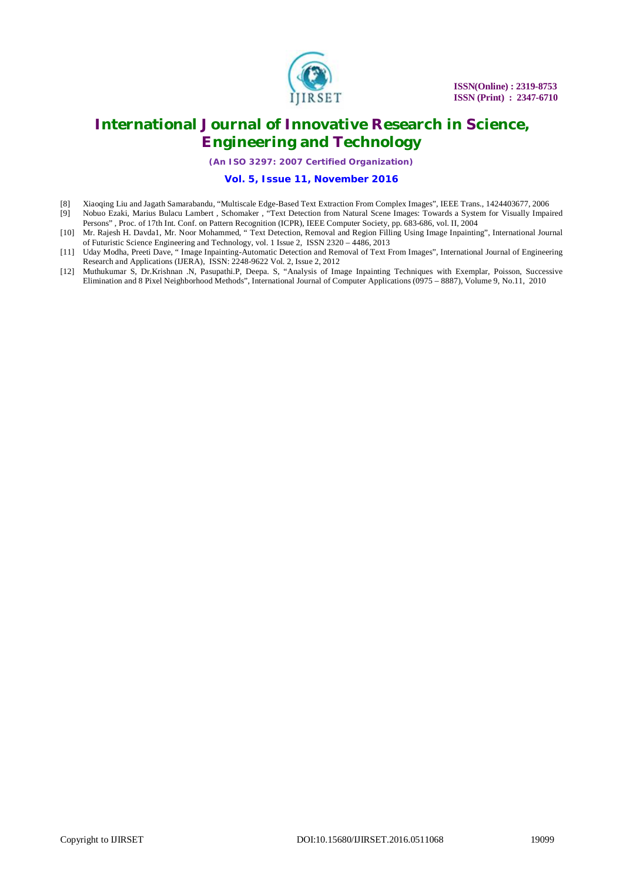[8] Xiaoqing Liu and Jagath Samarabandu, "Multiscale Edge-Based Text Extraction From Complex Images", IEEE Trans., 1424403677, 2006

[9] Nobuo Ezaki, Marius Bulacu Lambert , Schomaker , "Text Detection from Natural Scene Images: Towards a System for Visually Impaired Persons" , Proc. of 17th Int. Conf. on Pattern Recognition (ICPR), IEEE Computer Society, pp. 683-686, vol. II, 2004

[10] Mr. Rajesh H. Davda1, Mr. Noor Mohammed, " Text Detection, Removal and Region Filling Using Image Inpainting", International Journal of Futuristic Science Engineering and Technology, vol. 1 Issue 2, ISSN 2320 – 4486, 2013

[11] Uday Modha, Preeti Dave, " Image Inpainting-Automatic Detection and Removal of Text From Images", International Journal of Engineering Research and Applications (IJERA), ISSN: 2248-9622 Vol. 2, Issue 2, 2012

[12] Muthukumar S, Dr.Krishnan .N, Pasupathi.P, Deepa. S, "Analysis of Image Inpainting Techniques with Exemplar, Poisson, Successive Elimination and 8 Pixel Neighborhood Methods", International Journal of Computer Applications (0975 – 8887), Volume 9, No.11, 2010